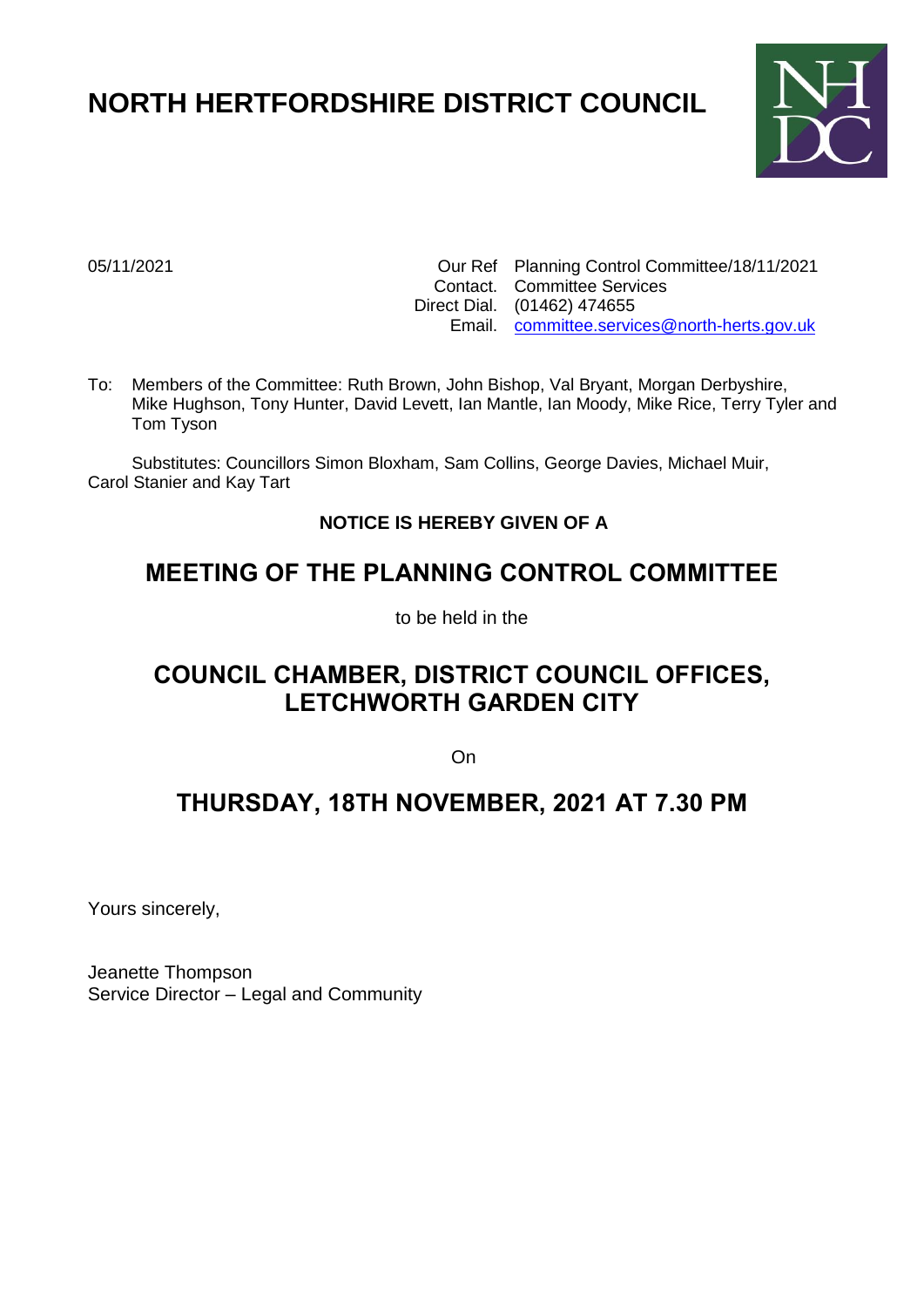# NORTH HERTFORDSHIRE DISTRICT COUNCIL

05/11/2021

Our Ref Planning Control Committee/18/11/2021
Contact. Committee Services
Direct Dial. (01462) 474655
Email. committee.services@north-herts.gov.uk

To: Members of the Committee: Ruth Brown, John Bishop, Val Bryant, Morgan Derbyshire, Mike Hughson, Tony Hunter, David Levett, Ian Mantle, Ian Moody, Mike Rice, Terry Tyler and Tom Tyson

Substitutes: Councillors Simon Bloxham, Sam Collins, George Davies, Michael Muir, Carol Stanier and Kay Tart

**NOTICE IS HEREBY GIVEN OF A**

## MEETING OF THE PLANNING CONTROL COMMITTEE

to be held in the

## COUNCIL CHAMBER, DISTRICT COUNCIL OFFICES, LETCHWORTH GARDEN CITY

On

## THURSDAY, 18TH NOVEMBER, 2021 AT 7.30 PM

Yours sincerely,

Jeanette Thompson
Service Director – Legal and Community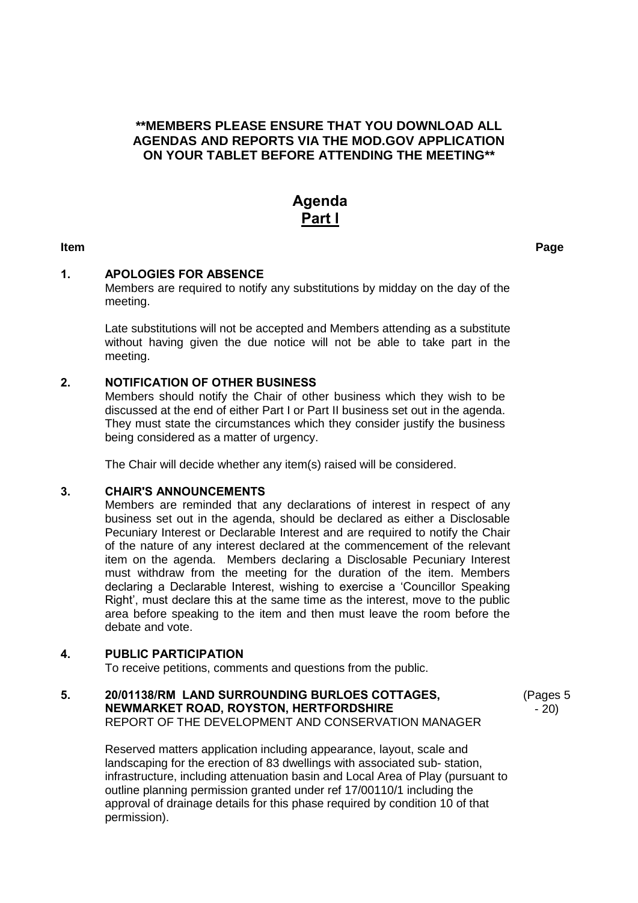**\*\*MEMBERS PLEASE ENSURE THAT YOU DOWNLOAD ALL AGENDAS AND REPORTS VIA THE MOD.GOV APPLICATION ON YOUR TABLET BEFORE ATTENDING THE MEETING\*\***

# Agenda
## Part I

| Item | | Page |
|---|---|---|
| **1.** | **APOLOGIES FOR ABSENCE**<br>Members are required to notify any substitutions by midday on the day of the meeting.<br><br>Late substitutions will not be accepted and Members attending as a substitute without having given the due notice will not be able to take part in the meeting. | |
| **2.** | **NOTIFICATION OF OTHER BUSINESS**<br>Members should notify the Chair of other business which they wish to be discussed at the end of either Part I or Part II business set out in the agenda. They must state the circumstances which they consider justify the business being considered as a matter of urgency.<br><br>The Chair will decide whether any item(s) raised will be considered. | |
| **3.** | **CHAIR'S ANNOUNCEMENTS**<br>Members are reminded that any declarations of interest in respect of any business set out in the agenda, should be declared as either a Disclosable Pecuniary Interest or Declarable Interest and are required to notify the Chair of the nature of any interest declared at the commencement of the relevant item on the agenda. Members declaring a Disclosable Pecuniary Interest must withdraw from the meeting for the duration of the item. Members declaring a Declarable Interest, wishing to exercise a 'Councillor Speaking Right', must declare this at the same time as the interest, move to the public area before speaking to the item and then must leave the room before the debate and vote. | |
| **4.** | **PUBLIC PARTICIPATION**<br>To receive petitions, comments and questions from the public. | |
| **5.** | **20/01138/RM LAND SURROUNDING BURLOES COTTAGES, NEWMARKET ROAD, ROYSTON, HERTFORDSHIRE**<br>REPORT OF THE DEVELOPMENT AND CONSERVATION MANAGER<br><br>Reserved matters application including appearance, layout, scale and landscaping for the erection of 83 dwellings with associated sub- station, infrastructure, including attenuation basin and Local Area of Play (pursuant to outline planning permission granted under ref 17/00110/1 including the approval of drainage details for this phase required by condition 10 of that permission). | (Pages 5 - 20) |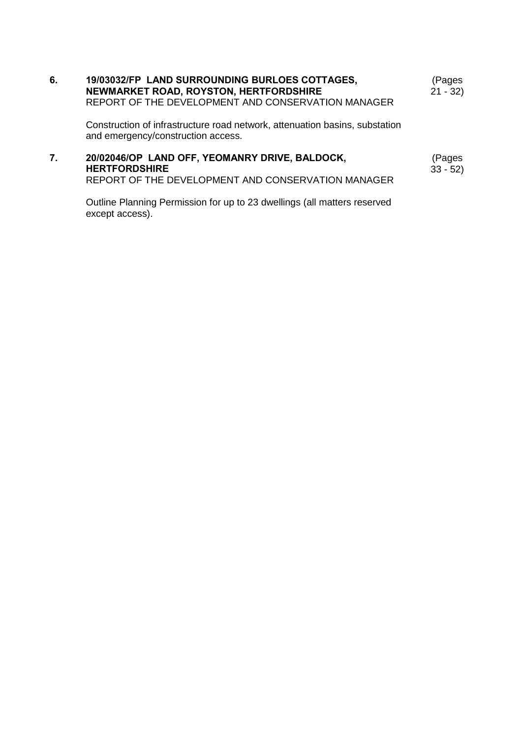**6. 19/03032/FP LAND SURROUNDING BURLOES COTTAGES, NEWMARKET ROAD, ROYSTON, HERTFORDSHIRE** (Pages 21 - 32)
REPORT OF THE DEVELOPMENT AND CONSERVATION MANAGER

Construction of infrastructure road network, attenuation basins, substation and emergency/construction access.

**7. 20/02046/OP LAND OFF, YEOMANRY DRIVE, BALDOCK, HERTFORDSHIRE** (Pages 33 - 52)
REPORT OF THE DEVELOPMENT AND CONSERVATION MANAGER

Outline Planning Permission for up to 23 dwellings (all matters reserved except access).